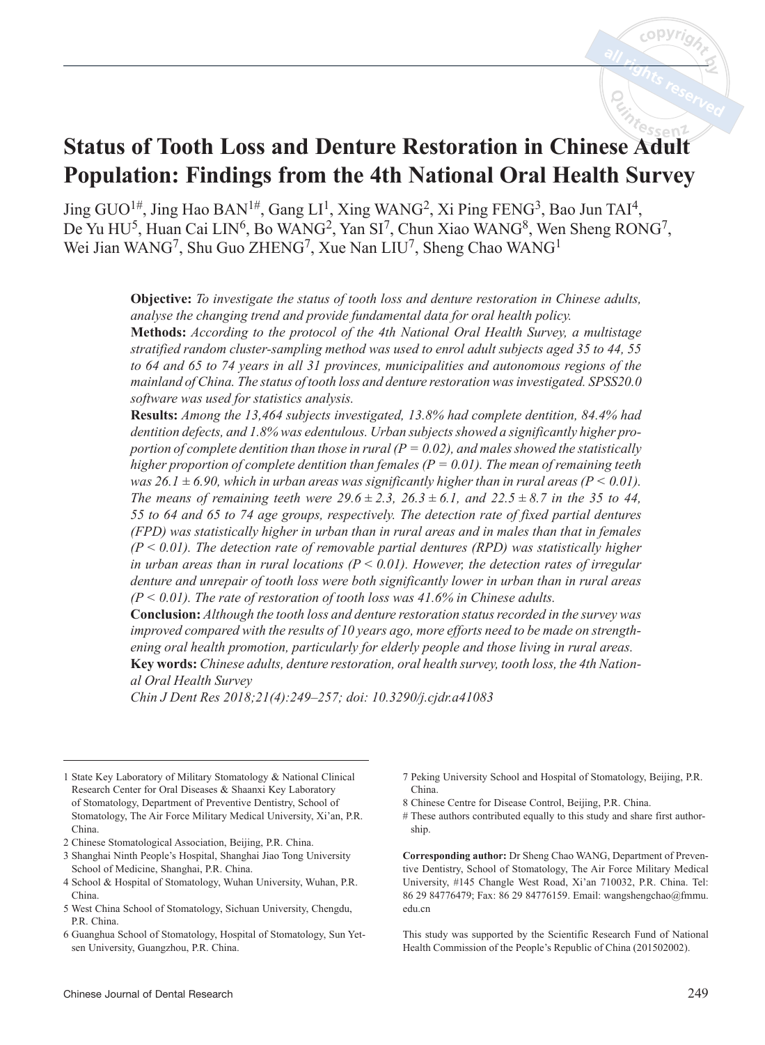# Status of Tooth Loss and Denture Restoration in Chinese Adult Population: Findings from the 4th National Oral Health Survey

Jing GUO[1#], Jing Hao BAN[1#], Gang LI[1], Xing WANG[2], Xi Ping FENG[3], Bao Jun TAI[4], De Yu HU[5], Huan Cai LIN[6], Bo WANG[2], Yan SI[7], Chun Xiao WANG[8], Wen Sheng RONG[7], Wei Jian WANG[7], Shu Guo ZHENG[7], Xue Nan LIU[7], Sheng Chao WANG[1]

**Objective:** *To investigate the status of tooth loss and denture restoration in Chinese adults, analyse the changing trend and provide fundamental data for oral health policy.*

**Methods:** *According to the protocol of the 4th National Oral Health Survey, a multistage stratified random cluster-sampling method was used to enrol adult subjects aged 35 to 44, 55 to 64 and 65 to 74 years in all 31 provinces, municipalities and autonomous regions of the mainland of China. The status of tooth loss and denture restoration was investigated. SPSS20.0 software was used for statistics analysis.*

**Results:** *Among the 13,464 subjects investigated, 13.8% had complete dentition, 84.4% had dentition defects, and 1.8% was edentulous. Urban subjects showed a significantly higher proportion of complete dentition than those in rural ($P = 0.02$), and males showed the statistically higher proportion of complete dentition than females ($P = 0.01$). The mean of remaining teeth was $26.1 \pm 6.90$, which in urban areas was significantly higher than in rural areas ($P < 0.01$). The means of remaining teeth were $29.6 \pm 2.3$, $26.3 \pm 6.1$, and $22.5 \pm 8.7$ in the 35 to 44, 55 to 64 and 65 to 74 age groups, respectively. The detection rate of fixed partial dentures (FPD) was statistically higher in urban than in rural areas and in males than that in females ($P < 0.01$). The detection rate of removable partial dentures (RPD) was statistically higher in urban areas than in rural locations ($P < 0.01$). However, the detection rates of irregular denture and unrepair of tooth loss were both significantly lower in urban than in rural areas ($P < 0.01$). The rate of restoration of tooth loss was 41.6% in Chinese adults.*

**Conclusion:** *Although the tooth loss and denture restoration status recorded in the survey was improved compared with the results of 10 years ago, more efforts need to be made on strengthening oral health promotion, particularly for elderly people and those living in rural areas.*

**Key words:** *Chinese adults, denture restoration, oral health survey, tooth loss, the 4th National Oral Health Survey*

*Chin J Dent Res 2018;21(4):249–257; doi: 10.3290/j.cjdr.a41083*

---

1 State Key Laboratory of Military Stomatology & National Clinical Research Center for Oral Diseases & Shaanxi Key Laboratory of Stomatology, Department of Preventive Dentistry, School of Stomatology, The Air Force Military Medical University, Xi'an, P.R. China.

2 Chinese Stomatological Association, Beijing, P.R. China.

3 Shanghai Ninth People's Hospital, Shanghai Jiao Tong University School of Medicine, Shanghai, P.R. China.

4 School & Hospital of Stomatology, Wuhan University, Wuhan, P.R. China.

5 West China School of Stomatology, Sichuan University, Chengdu, P.R. China.

6 Guanghua School of Stomatology, Hospital of Stomatology, Sun Yat-sen University, Guangzhou, P.R. China.

7 Peking University School and Hospital of Stomatology, Beijing, P.R. China.

8 Chinese Centre for Disease Control, Beijing, P.R. China.

\# These authors contributed equally to this study and share first authorship.

**Corresponding author:** Dr Sheng Chao WANG, Department of Preventive Dentistry, School of Stomatology, The Air Force Military Medical University, #145 Changle West Road, Xi'an 710032, P.R. China. Tel: 86 29 84776479; Fax: 86 29 84776159. Email: wangshengchao@fmmu.edu.cn

This study was supported by the Scientific Research Fund of National Health Commission of the People's Republic of China (201502002).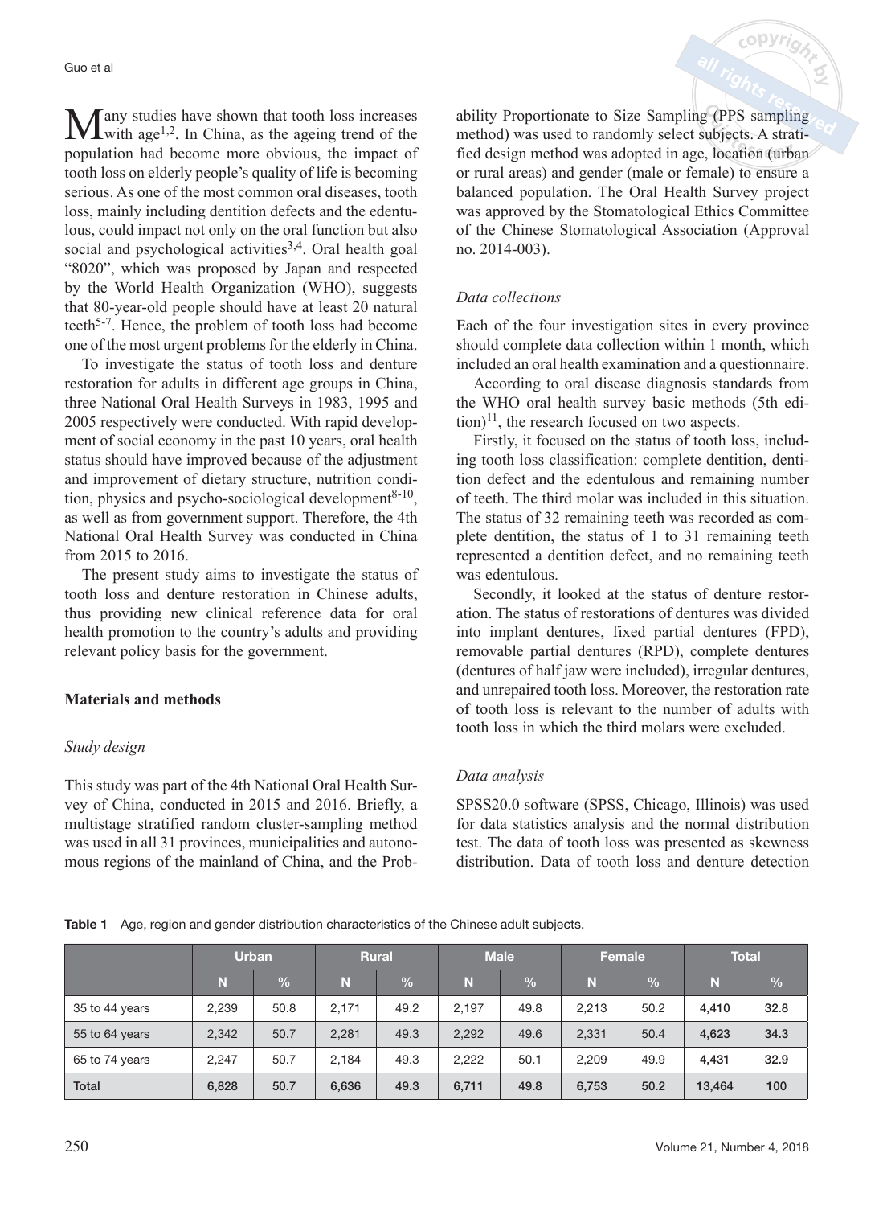Many studies have shown that tooth loss increases with age[1,2]. In China, as the ageing trend of the population had become more obvious, the impact of tooth loss on elderly people's quality of life is becoming serious. As one of the most common oral diseases, tooth loss, mainly including dentition defects and the edentulous, could impact not only on the oral function but also social and psychological activities[3,4]. Oral health goal "8020", which was proposed by Japan and respected by the World Health Organization (WHO), suggests that 80-year-old people should have at least 20 natural teeth[5-7]. Hence, the problem of tooth loss had become one of the most urgent problems for the elderly in China.

To investigate the status of tooth loss and denture restoration for adults in different age groups in China, three National Oral Health Surveys in 1983, 1995 and 2005 respectively were conducted. With rapid development of social economy in the past 10 years, oral health status should have improved because of the adjustment and improvement of dietary structure, nutrition condition, physics and psycho-sociological development[8-10], as well as from government support. Therefore, the 4th National Oral Health Survey was conducted in China from 2015 to 2016.

The present study aims to investigate the status of tooth loss and denture restoration in Chinese adults, thus providing new clinical reference data for oral health promotion to the country's adults and providing relevant policy basis for the government.

## Materials and methods

### *Study design*

This study was part of the 4th National Oral Health Survey of China, conducted in 2015 and 2016. Briefly, a multistage stratified random cluster-sampling method was used in all 31 provinces, municipalities and autonomous regions of the mainland of China, and the Probability Proportionate to Size Sampling (PPS sampling method) was used to randomly select subjects. A stratified design method was adopted in age, location (urban or rural areas) and gender (male or female) to ensure a balanced population. The Oral Health Survey project was approved by the Stomatological Ethics Committee of the Chinese Stomatological Association (Approval no. 2014-003).

### *Data collections*

Each of the four investigation sites in every province should complete data collection within 1 month, which included an oral health examination and a questionnaire.

According to oral disease diagnosis standards from the WHO oral health survey basic methods (5th edition)[11], the research focused on two aspects.

Firstly, it focused on the status of tooth loss, including tooth loss classification: complete dentition, dentition defect and the edentulous and remaining number of teeth. The third molar was included in this situation. The status of 32 remaining teeth was recorded as complete dentition, the status of 1 to 31 remaining teeth represented a dentition defect, and no remaining teeth was edentulous.

Secondly, it looked at the status of denture restoration. The status of restorations of dentures was divided into implant dentures, fixed partial dentures (FPD), removable partial dentures (RPD), complete dentures (dentures of half jaw were included), irregular dentures, and unrepaired tooth loss. Moreover, the restoration rate of tooth loss is relevant to the number of adults with tooth loss in which the third molars were excluded.

### *Data analysis*

SPSS20.0 software (SPSS, Chicago, Illinois) was used for data statistics analysis and the normal distribution test. The data of tooth loss was presented as skewness distribution. Data of tooth loss and denture detection

**Table 1** Age, region and gender distribution characteristics of the Chinese adult subjects.

| | Urban | | Rural | | Male | | Female | | Total | |
|---|---|---|---|---|---|---|---|---|---|---|
| | N | % | N | % | N | % | N | % | N | % |
| 35 to 44 years | 2,239 | 50.8 | 2,171 | 49.2 | 2,197 | 49.8 | 2,213 | 50.2 | **4,410** | **32.8** |
| 55 to 64 years | 2,342 | 50.7 | 2,281 | 49.3 | 2,292 | 49.6 | 2,331 | 50.4 | **4,623** | **34.3** |
| 65 to 74 years | 2,247 | 50.7 | 2,184 | 49.3 | 2,222 | 50.1 | 2,209 | 49.9 | **4,431** | **32.9** |
| Total | **6,828** | **50.7** | **6,636** | **49.3** | **6,711** | **49.8** | **6,753** | **50.2** | **13,464** | **100** |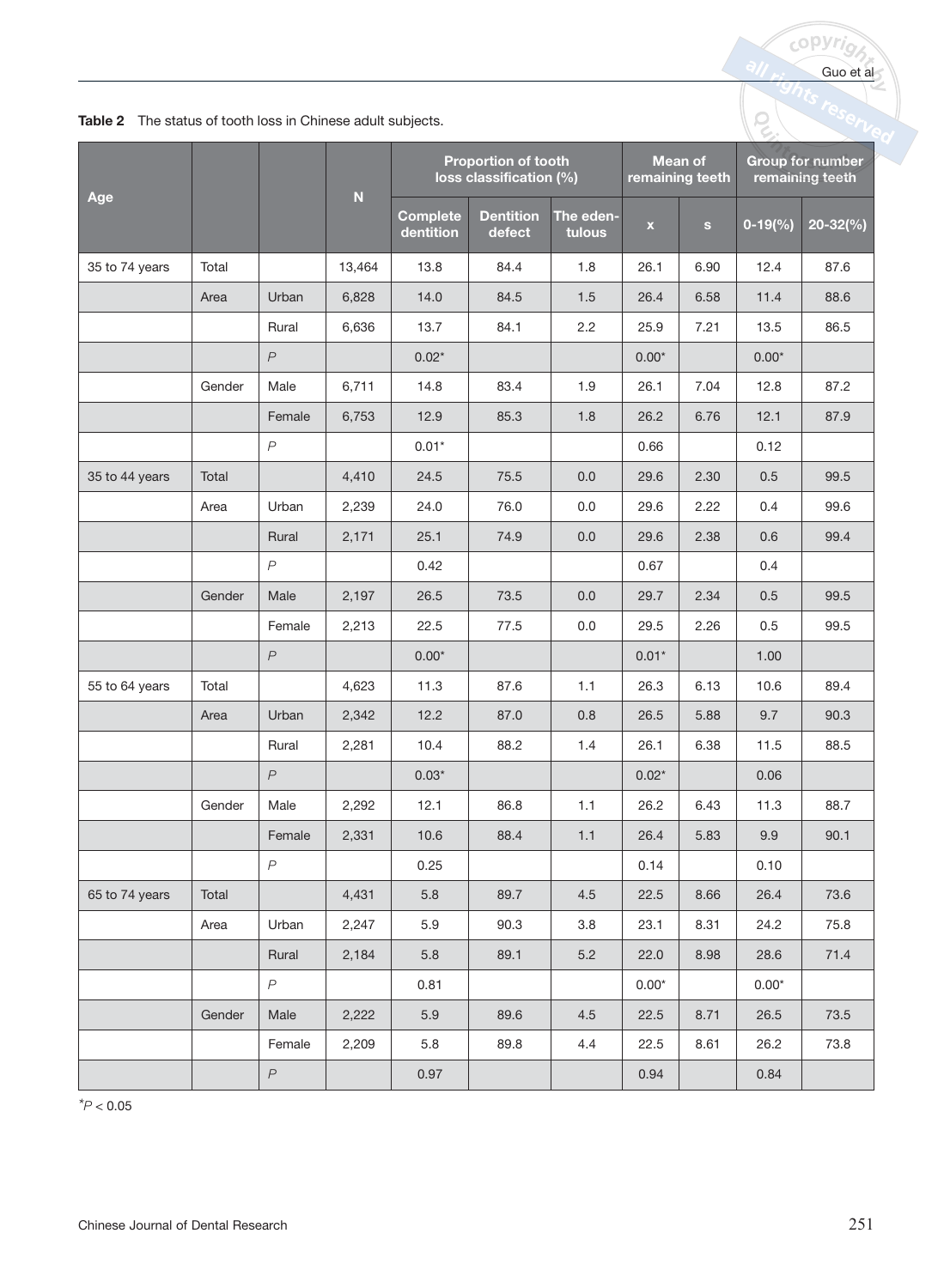**Table 2** The status of tooth loss in Chinese adult subjects.

| Age | | | N | Proportion of tooth loss classification (%) | | | Mean of remaining teeth | | Group for number remaining teeth | |
|---|---|---|---|---|---|---|---|---|---|---|
| | | | | Complete dentition | Dentition defect | The edentulous | x | s | 0-19(%) | 20-32(%) |
| 35 to 74 years | Total | | 13,464 | 13.8 | 84.4 | 1.8 | 26.1 | 6.90 | 12.4 | 87.6 |
| | Area | Urban | 6,828 | 14.0 | 84.5 | 1.5 | 26.4 | 6.58 | 11.4 | 88.6 |
| | | Rural | 6,636 | 13.7 | 84.1 | 2.2 | 25.9 | 7.21 | 13.5 | 86.5 |
| | | *P* | | 0.02* | | | 0.00* | | 0.00* | |
| | Gender | Male | 6,711 | 14.8 | 83.4 | 1.9 | 26.1 | 7.04 | 12.8 | 87.2 |
| | | Female | 6,753 | 12.9 | 85.3 | 1.8 | 26.2 | 6.76 | 12.1 | 87.9 |
| | | *P* | | 0.01* | | | 0.66 | | 0.12 | |
| 35 to 44 years | Total | | 4,410 | 24.5 | 75.5 | 0.0 | 29.6 | 2.30 | 0.5 | 99.5 |
| | Area | Urban | 2,239 | 24.0 | 76.0 | 0.0 | 29.6 | 2.22 | 0.4 | 99.6 |
| | | Rural | 2,171 | 25.1 | 74.9 | 0.0 | 29.6 | 2.38 | 0.6 | 99.4 |
| | | *P* | | 0.42 | | | 0.67 | | 0.4 | |
| | Gender | Male | 2,197 | 26.5 | 73.5 | 0.0 | 29.7 | 2.34 | 0.5 | 99.5 |
| | | Female | 2,213 | 22.5 | 77.5 | 0.0 | 29.5 | 2.26 | 0.5 | 99.5 |
| | | *P* | | 0.00* | | | 0.01* | | 1.00 | |
| 55 to 64 years | Total | | 4,623 | 11.3 | 87.6 | 1.1 | 26.3 | 6.13 | 10.6 | 89.4 |
| | Area | Urban | 2,342 | 12.2 | 87.0 | 0.8 | 26.5 | 5.88 | 9.7 | 90.3 |
| | | Rural | 2,281 | 10.4 | 88.2 | 1.4 | 26.1 | 6.38 | 11.5 | 88.5 |
| | | *P* | | 0.03* | | | 0.02* | | 0.06 | |
| | Gender | Male | 2,292 | 12.1 | 86.8 | 1.1 | 26.2 | 6.43 | 11.3 | 88.7 |
| | | Female | 2,331 | 10.6 | 88.4 | 1.1 | 26.4 | 5.83 | 9.9 | 90.1 |
| | | *P* | | 0.25 | | | 0.14 | | 0.10 | |
| 65 to 74 years | Total | | 4,431 | 5.8 | 89.7 | 4.5 | 22.5 | 8.66 | 26.4 | 73.6 |
| | Area | Urban | 2,247 | 5.9 | 90.3 | 3.8 | 23.1 | 8.31 | 24.2 | 75.8 |
| | | Rural | 2,184 | 5.8 | 89.1 | 5.2 | 22.0 | 8.98 | 28.6 | 71.4 |
| | | *P* | | 0.81 | | | 0.00* | | 0.00* | |
| | Gender | Male | 2,222 | 5.9 | 89.6 | 4.5 | 22.5 | 8.71 | 26.5 | 73.5 |
| | | Female | 2,209 | 5.8 | 89.8 | 4.4 | 22.5 | 8.61 | 26.2 | 73.8 |
| | | *P* | | 0.97 | | | 0.94 | | 0.84 | |

*$P < 0.05$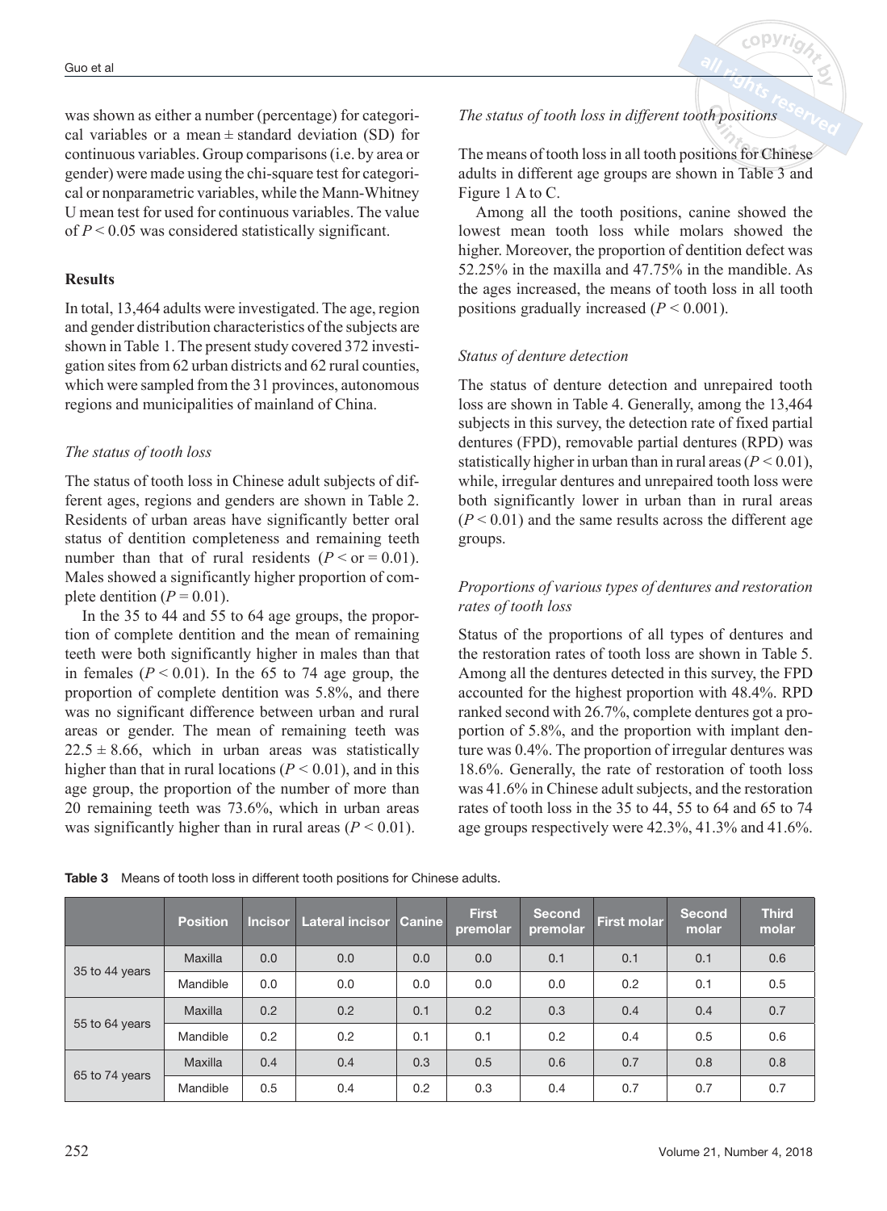was shown as either a number (percentage) for categorical variables or a mean ± standard deviation (SD) for continuous variables. Group comparisons (i.e. by area or gender) were made using the chi-square test for categorical or nonparametric variables, while the Mann-Whitney U mean test for used for continuous variables. The value of $P < 0.05$ was considered statistically significant.

## Results

In total, 13,464 adults were investigated. The age, region and gender distribution characteristics of the subjects are shown in Table 1. The present study covered 372 investigation sites from 62 urban districts and 62 rural counties, which were sampled from the 31 provinces, autonomous regions and municipalities of mainland of China.

### *The status of tooth loss*

The status of tooth loss in Chinese adult subjects of different ages, regions and genders are shown in Table 2. Residents of urban areas have significantly better oral status of dentition completeness and remaining teeth number than that of rural residents ($P <$ or $= 0.01$). Males showed a significantly higher proportion of complete dentition ($P = 0.01$).

In the 35 to 44 and 55 to 64 age groups, the proportion of complete dentition and the mean of remaining teeth were both significantly higher in males than that in females ($P < 0.01$). In the 65 to 74 age group, the proportion of complete dentition was 5.8%, and there was no significant difference between urban and rural areas or gender. The mean of remaining teeth was $22.5 \pm 8.66$, which in urban areas was statistically higher than that in rural locations ($P < 0.01$), and in this age group, the proportion of the number of more than 20 remaining teeth was 73.6%, which in urban areas was significantly higher than in rural areas ($P < 0.01$).

### *The status of tooth loss in different tooth positions*

The means of tooth loss in all tooth positions for Chinese adults in different age groups are shown in Table 3 and Figure 1 A to C.

Among all the tooth positions, canine showed the lowest mean tooth loss while molars showed the higher. Moreover, the proportion of dentition defect was 52.25% in the maxilla and 47.75% in the mandible. As the ages increased, the means of tooth loss in all tooth positions gradually increased ($P < 0.001$).

### *Status of denture detection*

The status of denture detection and unrepaired tooth loss are shown in Table 4. Generally, among the 13,464 subjects in this survey, the detection rate of fixed partial dentures (FPD), removable partial dentures (RPD) was statistically higher in urban than in rural areas ($P < 0.01$), while, irregular dentures and unrepaired tooth loss were both significantly lower in urban than in rural areas ($P < 0.01$) and the same results across the different age groups.

### *Proportions of various types of dentures and restoration rates of tooth loss*

Status of the proportions of all types of dentures and the restoration rates of tooth loss are shown in Table 5. Among all the dentures detected in this survey, the FPD accounted for the highest proportion with 48.4%. RPD ranked second with 26.7%, complete dentures got a proportion of 5.8%, and the proportion with implant denture was 0.4%. The proportion of irregular dentures was 18.6%. Generally, the rate of restoration of tooth loss was 41.6% in Chinese adult subjects, and the restoration rates of tooth loss in the 35 to 44, 55 to 64 and 65 to 74 age groups respectively were 42.3%, 41.3% and 41.6%.

**Table 3** Means of tooth loss in different tooth positions for Chinese adults.

| | Position | Incisor | Lateral incisor | Canine | First premolar | Second premolar | First molar | Second molar | Third molar |
|---|---|---|---|---|---|---|---|---|---|
| 35 to 44 years | Maxilla | 0.0 | 0.0 | 0.0 | 0.0 | 0.1 | 0.1 | 0.1 | 0.6 |
| | Mandible | 0.0 | 0.0 | 0.0 | 0.0 | 0.0 | 0.2 | 0.1 | 0.5 |
| 55 to 64 years | Maxilla | 0.2 | 0.2 | 0.1 | 0.2 | 0.3 | 0.4 | 0.4 | 0.7 |
| | Mandible | 0.2 | 0.2 | 0.1 | 0.1 | 0.2 | 0.4 | 0.5 | 0.6 |
| 65 to 74 years | Maxilla | 0.4 | 0.4 | 0.3 | 0.5 | 0.6 | 0.7 | 0.8 | 0.8 |
| | Mandible | 0.5 | 0.4 | 0.2 | 0.3 | 0.4 | 0.7 | 0.7 | 0.7 |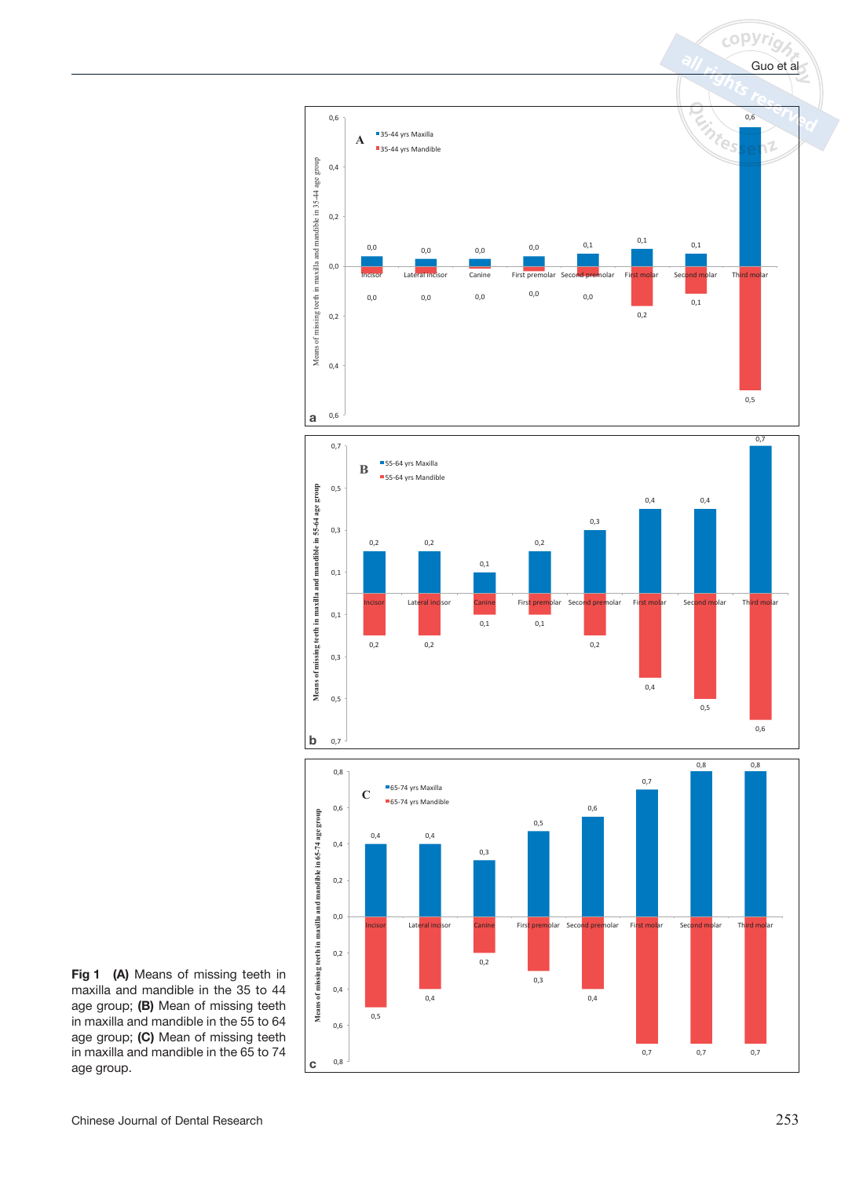**Fig 1** **(A)** Means of missing teeth in maxilla and mandible in the 35 to 44 age group; **(B)** Mean of missing teeth in maxilla and mandible in the 55 to 64 age group; **(C)** Mean of missing teeth in maxilla and mandible in the 65 to 74 age group.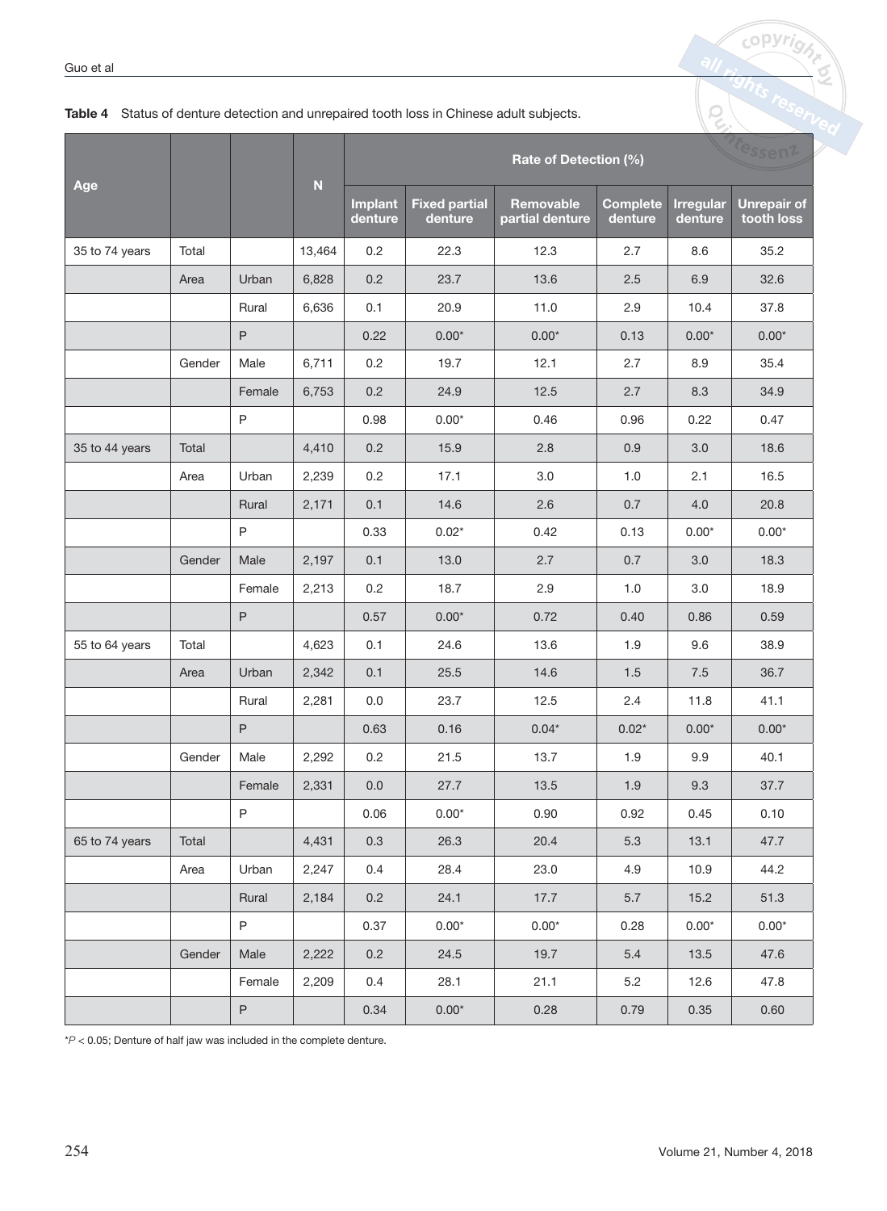**Table 4** Status of denture detection and unrepaired tooth loss in Chinese adult subjects.

| Age | | | N | Rate of Detection (%) | | | | | |
|---|---|---|---|---|---|---|---|---|---|
| | | | | Implant denture | Fixed partial denture | Removable partial denture | Complete denture | Irregular denture | Unrepair of tooth loss |
| 35 to 74 years | Total | | 13,464 | 0.2 | 22.3 | 12.3 | 2.7 | 8.6 | 35.2 |
| | Area | Urban | 6,828 | 0.2 | 23.7 | 13.6 | 2.5 | 6.9 | 32.6 |
| | | Rural | 6,636 | 0.1 | 20.9 | 11.0 | 2.9 | 10.4 | 37.8 |
| | | P | | 0.22 | 0.00* | 0.00* | 0.13 | 0.00* | 0.00* |
| | Gender | Male | 6,711 | 0.2 | 19.7 | 12.1 | 2.7 | 8.9 | 35.4 |
| | | Female | 6,753 | 0.2 | 24.9 | 12.5 | 2.7 | 8.3 | 34.9 |
| | | P | | 0.98 | 0.00* | 0.46 | 0.96 | 0.22 | 0.47 |
| 35 to 44 years | Total | | 4,410 | 0.2 | 15.9 | 2.8 | 0.9 | 3.0 | 18.6 |
| | Area | Urban | 2,239 | 0.2 | 17.1 | 3.0 | 1.0 | 2.1 | 16.5 |
| | | Rural | 2,171 | 0.1 | 14.6 | 2.6 | 0.7 | 4.0 | 20.8 |
| | | P | | 0.33 | 0.02* | 0.42 | 0.13 | 0.00* | 0.00* |
| | Gender | Male | 2,197 | 0.1 | 13.0 | 2.7 | 0.7 | 3.0 | 18.3 |
| | | Female | 2,213 | 0.2 | 18.7 | 2.9 | 1.0 | 3.0 | 18.9 |
| | | P | | 0.57 | 0.00* | 0.72 | 0.40 | 0.86 | 0.59 |
| 55 to 64 years | Total | | 4,623 | 0.1 | 24.6 | 13.6 | 1.9 | 9.6 | 38.9 |
| | Area | Urban | 2,342 | 0.1 | 25.5 | 14.6 | 1.5 | 7.5 | 36.7 |
| | | Rural | 2,281 | 0.0 | 23.7 | 12.5 | 2.4 | 11.8 | 41.1 |
| | | P | | 0.63 | 0.16 | 0.04* | 0.02* | 0.00* | 0.00* |
| | Gender | Male | 2,292 | 0.2 | 21.5 | 13.7 | 1.9 | 9.9 | 40.1 |
| | | Female | 2,331 | 0.0 | 27.7 | 13.5 | 1.9 | 9.3 | 37.7 |
| | | P | | 0.06 | 0.00* | 0.90 | 0.92 | 0.45 | 0.10 |
| 65 to 74 years | Total | | 4,431 | 0.3 | 26.3 | 20.4 | 5.3 | 13.1 | 47.7 |
| | Area | Urban | 2,247 | 0.4 | 28.4 | 23.0 | 4.9 | 10.9 | 44.2 |
| | | Rural | 2,184 | 0.2 | 24.1 | 17.7 | 5.7 | 15.2 | 51.3 |
| | | P | | 0.37 | 0.00* | 0.00* | 0.28 | 0.00* | 0.00* |
| | Gender | Male | 2,222 | 0.2 | 24.5 | 19.7 | 5.4 | 13.5 | 47.6 |
| | | Female | 2,209 | 0.4 | 28.1 | 21.1 | 5.2 | 12.6 | 47.8 |
| | | P | | 0.34 | 0.00* | 0.28 | 0.79 | 0.35 | 0.60 |

*$P < 0.05$; Denture of half jaw was included in the complete denture.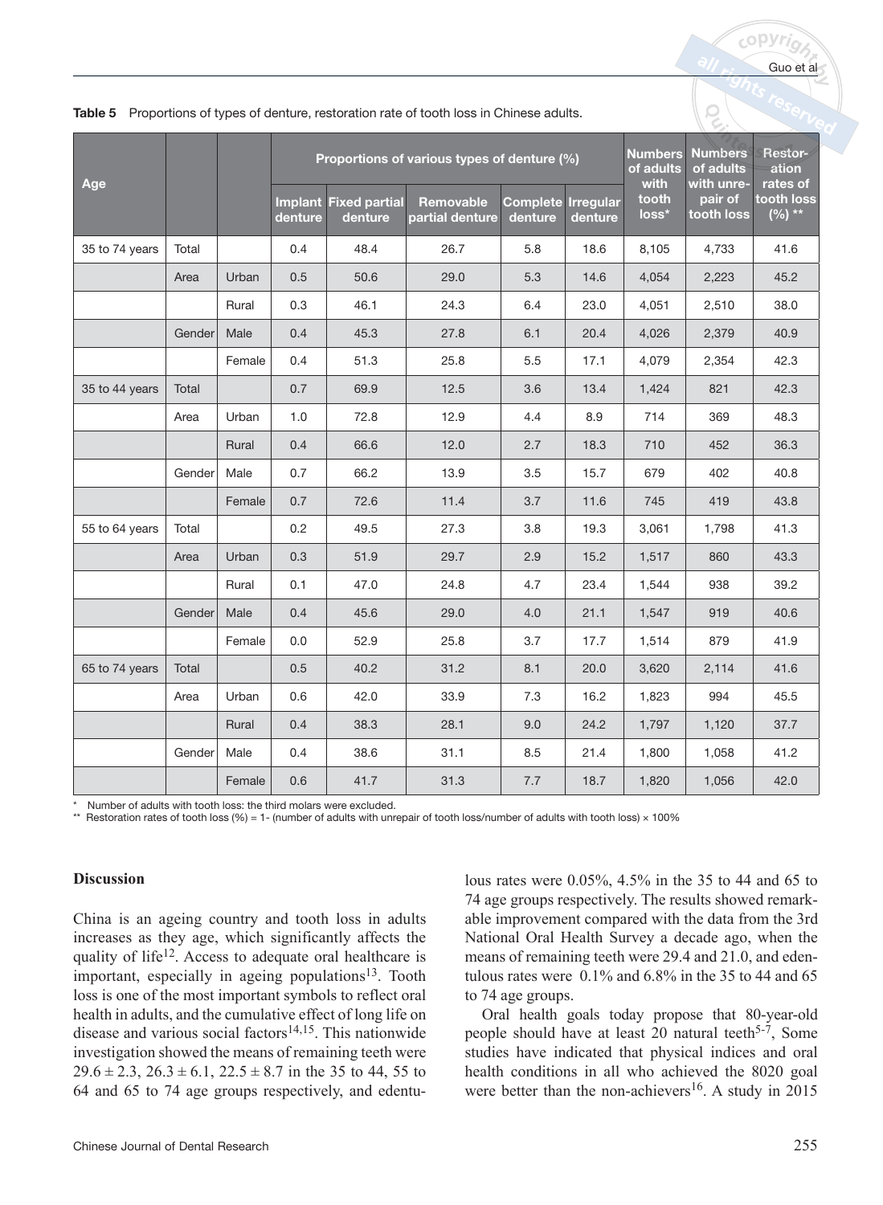**Table 5** Proportions of types of denture, restoration rate of tooth loss in Chinese adults.

| Age | | | Proportions of various types of denture (%) | | | | | Numbers of adults with tooth loss* | Numbers of adults with unrepair of tooth loss | Restoration rates of tooth loss (%) ** |
|---|---|---|---|---|---|---|---|---|---|---|
| | | | Implant denture | Fixed partial denture | Removable partial denture | Complete denture | Irregular denture | | | |
| 35 to 74 years | Total | | 0.4 | 48.4 | 26.7 | 5.8 | 18.6 | 8,105 | 4,733 | 41.6 |
| | Area | Urban | 0.5 | 50.6 | 29.0 | 5.3 | 14.6 | 4,054 | 2,223 | 45.2 |
| | | Rural | 0.3 | 46.1 | 24.3 | 6.4 | 23.0 | 4,051 | 2,510 | 38.0 |
| | Gender | Male | 0.4 | 45.3 | 27.8 | 6.1 | 20.4 | 4,026 | 2,379 | 40.9 |
| | | Female | 0.4 | 51.3 | 25.8 | 5.5 | 17.1 | 4,079 | 2,354 | 42.3 |
| 35 to 44 years | Total | | 0.7 | 69.9 | 12.5 | 3.6 | 13.4 | 1,424 | 821 | 42.3 |
| | Area | Urban | 1.0 | 72.8 | 12.9 | 4.4 | 8.9 | 714 | 369 | 48.3 |
| | | Rural | 0.4 | 66.6 | 12.0 | 2.7 | 18.3 | 710 | 452 | 36.3 |
| | Gender | Male | 0.7 | 66.2 | 13.9 | 3.5 | 15.7 | 679 | 402 | 40.8 |
| | | Female | 0.7 | 72.6 | 11.4 | 3.7 | 11.6 | 745 | 419 | 43.8 |
| 55 to 64 years | Total | | 0.2 | 49.5 | 27.3 | 3.8 | 19.3 | 3,061 | 1,798 | 41.3 |
| | Area | Urban | 0.3 | 51.9 | 29.7 | 2.9 | 15.2 | 1,517 | 860 | 43.3 |
| | | Rural | 0.1 | 47.0 | 24.8 | 4.7 | 23.4 | 1,544 | 938 | 39.2 |
| | Gender | Male | 0.4 | 45.6 | 29.0 | 4.0 | 21.1 | 1,547 | 919 | 40.6 |
| | | Female | 0.0 | 52.9 | 25.8 | 3.7 | 17.7 | 1,514 | 879 | 41.9 |
| 65 to 74 years | Total | | 0.5 | 40.2 | 31.2 | 8.1 | 20.0 | 3,620 | 2,114 | 41.6 |
| | Area | Urban | 0.6 | 42.0 | 33.9 | 7.3 | 16.2 | 1,823 | 994 | 45.5 |
| | | Rural | 0.4 | 38.3 | 28.1 | 9.0 | 24.2 | 1,797 | 1,120 | 37.7 |
| | Gender | Male | 0.4 | 38.6 | 31.1 | 8.5 | 21.4 | 1,800 | 1,058 | 41.2 |
| | | Female | 0.6 | 41.7 | 31.3 | 7.7 | 18.7 | 1,820 | 1,056 | 42.0 |

\* Number of adults with tooth loss: the third molars were excluded.
\*\* Restoration rates of tooth loss (%) = 1- (number of adults with unrepair of tooth loss/number of adults with tooth loss) × 100%

## Discussion

China is an ageing country and tooth loss in adults increases as they age, which significantly affects the quality of life[12]. Access to adequate oral healthcare is important, especially in ageing populations[13]. Tooth loss is one of the most important symbols to reflect oral health in adults, and the cumulative effect of long life on disease and various social factors[14,15]. This nationwide investigation showed the means of remaining teeth were $29.6 \pm 2.3$, $26.3 \pm 6.1$, $22.5 \pm 8.7$ in the 35 to 44, 55 to 64 and 65 to 74 age groups respectively, and edentulous rates were 0.05%, 4.5% in the 35 to 44 and 65 to 74 age groups respectively. The results showed remarkable improvement compared with the data from the 3rd National Oral Health Survey a decade ago, when the means of remaining teeth were 29.4 and 21.0, and edentulous rates were 0.1% and 6.8% in the 35 to 44 and 65 to 74 age groups.

Oral health goals today propose that 80-year-old people should have at least 20 natural teeth[5-7], Some studies have indicated that physical indices and oral health conditions in all who achieved the 8020 goal were better than the non-achievers[16]. A study in 2015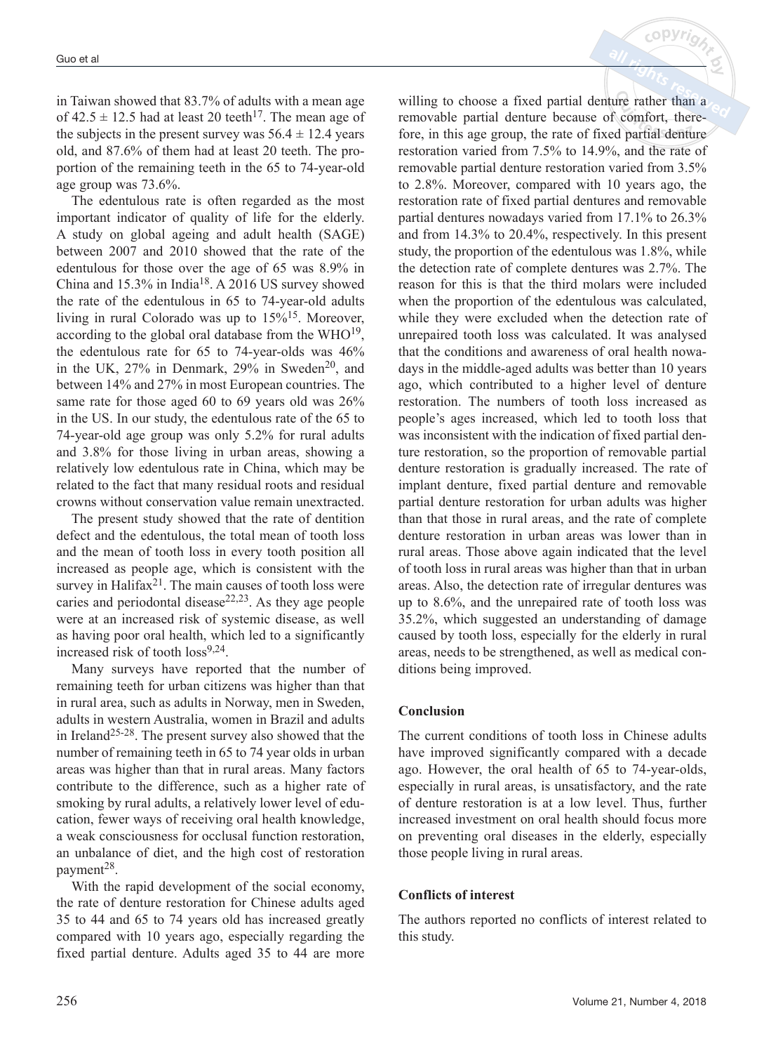in Taiwan showed that 83.7% of adults with a mean age of $42.5 \pm 12.5$ had at least 20 teeth[17]. The mean age of the subjects in the present survey was $56.4 \pm 12.4$ years old, and 87.6% of them had at least 20 teeth. The proportion of the remaining teeth in the 65 to 74-year-old age group was 73.6%.

The edentulous rate is often regarded as the most important indicator of quality of life for the elderly. A study on global ageing and adult health (SAGE) between 2007 and 2010 showed that the rate of the edentulous for those over the age of 65 was 8.9% in China and 15.3% in India[18]. A 2016 US survey showed the rate of the edentulous in 65 to 74-year-old adults living in rural Colorado was up to 15%[15]. Moreover, according to the global oral database from the WHO[19], the edentulous rate for 65 to 74-year-olds was 46% in the UK, 27% in Denmark, 29% in Sweden[20], and between 14% and 27% in most European countries. The same rate for those aged 60 to 69 years old was 26% in the US. In our study, the edentulous rate of the 65 to 74-year-old age group was only 5.2% for rural adults and 3.8% for those living in urban areas, showing a relatively low edentulous rate in China, which may be related to the fact that many residual roots and residual crowns without conservation value remain unextracted.

The present study showed that the rate of dentition defect and the edentulous, the total mean of tooth loss and the mean of tooth loss in every tooth position all increased as people age, which is consistent with the survey in Halifax[21]. The main causes of tooth loss were caries and periodontal disease[22,23]. As they age people were at an increased risk of systemic disease, as well as having poor oral health, which led to a significantly increased risk of tooth loss[9,24].

Many surveys have reported that the number of remaining teeth for urban citizens was higher than that in rural area, such as adults in Norway, men in Sweden, adults in western Australia, women in Brazil and adults in Ireland[25-28]. The present survey also showed that the number of remaining teeth in 65 to 74 year olds in urban areas was higher than that in rural areas. Many factors contribute to the difference, such as a higher rate of smoking by rural adults, a relatively lower level of education, fewer ways of receiving oral health knowledge, a weak consciousness for occlusal function restoration, an unbalance of diet, and the high cost of restoration payment[28].

With the rapid development of the social economy, the rate of denture restoration for Chinese adults aged 35 to 44 and 65 to 74 years old has increased greatly compared with 10 years ago, especially regarding the fixed partial denture. Adults aged 35 to 44 are more willing to choose a fixed partial denture rather than a removable partial denture because of comfort, therefore, in this age group, the rate of fixed partial denture restoration varied from 7.5% to 14.9%, and the rate of removable partial denture restoration varied from 3.5% to 2.8%. Moreover, compared with 10 years ago, the restoration rate of fixed partial dentures and removable partial dentures nowadays varied from 17.1% to 26.3% and from 14.3% to 20.4%, respectively. In this present study, the proportion of the edentulous was 1.8%, while the detection rate of complete dentures was 2.7%. The reason for this is that the third molars were included when the proportion of the edentulous was calculated, while they were excluded when the detection rate of unrepaired tooth loss was calculated. It was analysed that the conditions and awareness of oral health nowadays in the middle-aged adults was better than 10 years ago, which contributed to a higher level of denture restoration. The numbers of tooth loss increased as people's ages increased, which led to tooth loss that was inconsistent with the indication of fixed partial denture restoration, so the proportion of removable partial denture restoration is gradually increased. The rate of implant denture, fixed partial denture and removable partial denture restoration for urban adults was higher than that those in rural areas, and the rate of complete denture restoration in urban areas was lower than in rural areas. Those above again indicated that the level of tooth loss in rural areas was higher than that in urban areas. Also, the detection rate of irregular dentures was up to 8.6%, and the unrepaired rate of tooth loss was 35.2%, which suggested an understanding of damage caused by tooth loss, especially for the elderly in rural areas, needs to be strengthened, as well as medical conditions being improved.

## Conclusion

The current conditions of tooth loss in Chinese adults have improved significantly compared with a decade ago. However, the oral health of 65 to 74-year-olds, especially in rural areas, is unsatisfactory, and the rate of denture restoration is at a low level. Thus, further increased investment on oral health should focus more on preventing oral diseases in the elderly, especially those people living in rural areas.

## Conflicts of interest

The authors reported no conflicts of interest related to this study.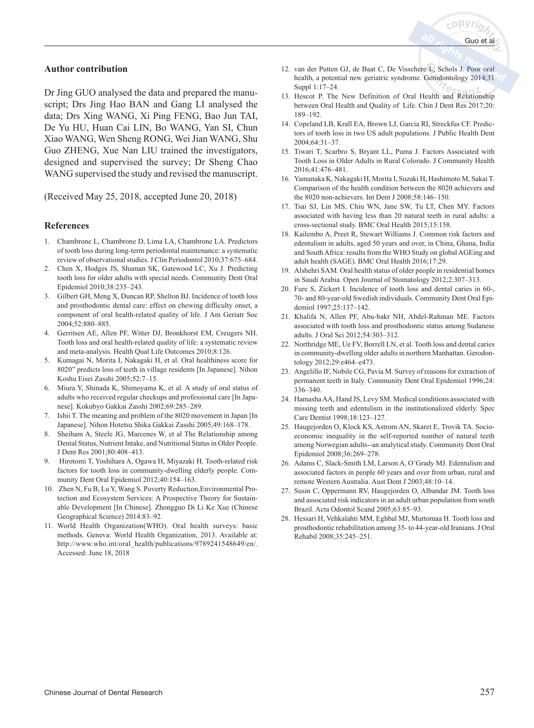## Author contribution

Dr Jing GUO analysed the data and prepared the manuscript; Drs Jing Hao BAN and Gang LI analysed the data; Drs Xing WANG, Xi Ping FENG, Bao Jun TAI, De Yu HU, Huan Cai LIN, Bo WANG, Yan SI, Chun Xiao WANG, Wen Sheng RONG, Wei Jian WANG, Shu Guo ZHENG, Xue Nan LIU trained the investigators, designed and supervised the survey; Dr Sheng Chao WANG supervised the study and revised the manuscript.

(Received May 25, 2018, accepted June 20, 2018)

## References

1. Chambrone L, Chambrone D, Lima LA, Chambrone LA. Predictors of tooth loss during long-term periodontal maintenance: a systematic review of observational studies. J Clin Periodontol 2010;37:675–684.
2. Chen X, Hodges JS, Shuman SK, Gatewood LC, Xu J. Predicting tooth loss for older adults with special needs. Community Dent Oral Epidemiol 2010;38:235–243.
3. Gilbert GH, Meng X, Duncan RP, Shelton BJ. Incidence of tooth loss and prosthodontic dental care: effect on chewing difficulty onset, a component of oral health-related quality of life. J Am Geriatr Soc 2004;52:880–885.
4. Gerritsen AE, Allen PF, Witter DJ, Bronkhorst EM, Creugers NH. Tooth loss and oral health-related quality of life: a systematic review and meta-analysis. Health Qual Life Outcomes 2010;8:126.
5. Kumagai N, Morita I, Nakagaki H, et al. Oral healthiness score for 8020" predicts loss of teeth in village residents [In Japanese]. Nihon Koshu Eisei Zasshi 2005;52:7–15.
6. Miura Y, Shinada K, Shimoyama K, et al. A study of oral status of adults who received regular checkups and professional care [In Japanese]. Kokubyo Gakkai Zasshi 2002;69:285–289.
7. Ishii T. The meaning and problem of the 8020 movement in Japan [In Japanese]. Nihon Hotetsu Shika Gakkai Zasshi 2005;49:168–178.
8. Sheiham A, Steele JG, Marcenes W, et al The Relationship among Dental Status, Nutrient Intake, and Nutritional Status in Older People. J Dent Res 2001;80:408–413.
9. Hirotomi T, Yoshihara A, Ogawa H, Miyazaki H. Tooth-related risk factors for tooth loss in community-dwelling elderly people. Community Dent Oral Epidemiol 2012;40:154–163.
10. Zhen N, Fu B, Lu Y, Wang S. Poverty Reduction,Environmental Protection and Ecosystem Services: A Prospective Theory for Sustainable Development [In Chinese]. Zhongguo Di Li Ke Xue (Chinese Geographical Science) 2014:83–92.
11. World Health Organization(WHO). Oral health surveys: basic methods. Geneva: World Health Organization, 2013. Available at: http://www.who.int/oral_health/publications/9789241548649/en/. Accessed: June 18, 2018
12. van der Putten GJ, de Baat C, De Visschere L, Schols J. Poor oral health, a potential new geriatric syndrome. Gerodontology 2014;31 Suppl 1:17–24.
13. Hescot P. The New Definition of Oral Health and Relationship between Oral Health and Quality of Life. Chin J Dent Res 2017;20: 189–192.
14. Copeland LB, Krall EA, Brown LJ, Garcia RI, Streckfus CF. Predictors of tooth loss in two US adult populations. J Public Health Dent 2004;64:31–37.
15. Tiwari T, Scarbro S, Bryant LL, Puma J. Factors Associated with Tooth Loss in Older Adults in Rural Colorado. J Community Health 2016;41:476–481.
16. Yamanaka K, Nakagaki H, Morita I, Suzaki H, Hashimoto M, Sakai T. Comparison of the health condition between the 8020 achievers and the 8020 non-achievers. Int Dent J 2008;58:146–150.
17. Tsai SJ, Lin MS, Chiu WN, Jane SW, Tu LT, Chen MY. Factors associated with having less than 20 natural teeth in rural adults: a cross-sectional study. BMC Oral Health 2015;15:158.
18. Kailembo A, Preet R, Stewart Williams J. Common risk factors and edentulism in adults, aged 50 years and over, in China, Ghana, India and South Africa: results from the WHO Study on global AGEing and adult health (SAGE). BMC Oral Health 2016;17:29.
19. Alshehri SAM. Oral health status of older people in residential homes in Saudi Arabia. Open Journal of Stomatology 2012;2:307–313.
20. Fure S, Zickert I. Incidence of tooth loss and dental caries in 60-, 70- and 80-year-old Swedish individuals. Community Dent Oral Epidemiol 1997;25:137–142.
21. Khalifa N, Allen PF, Abu-bakr NH, Abdel-Rahman ME. Factors associated with tooth loss and prosthodontic status among Sudanese adults. J Oral Sci 2012;54:303–312.
22. Northridge ME, Ue FV, Borrell LN, et al. Tooth loss and dental caries in community-dwelling older adults in northern Manhattan. Gerodontology 2012;29:e464–e473.
23. Angelillo IF, Nobile CG, Pavia M. Survey of reasons for extraction of permanent teeth in Italy. Community Dent Oral Epidemiol 1996;24: 336–340.
24. Hamasha AA, Hand JS, Levy SM. Medical conditions associated with missing teeth and edentulism in the institutionalized elderly. Spec Care Dentist 1998;18:123–127.
25. Haugejorden O, Klock KS, Astrom AN, Skaret E, Trovik TA. Socio-economic inequality in the self-reported number of natural teeth among Norwegian adults--an analytical study. Community Dent Oral Epidemiol 2008;36:269–278.
26. Adams C, Slack-Smith LM, Larson A, O'Grady MJ. Edentulism and associated factors in people 60 years and over from urban, rural and remote Western Australia. Aust Dent J 2003;48:10–14.
27. Susin C, Oppermann RV, Haugejorden O, Albandar JM. Tooth loss and associated risk indicators in an adult urban population from south Brazil. Acta Odontol Scand 2005;63:85–93.
28. Hessari H, Vehkalahti MM, Eghbal MJ, Murtomaa H. Tooth loss and prosthodontic rehabilitation among 35- to 44-year-old Iranians. J Oral Rehabil 2008;35:245–251.